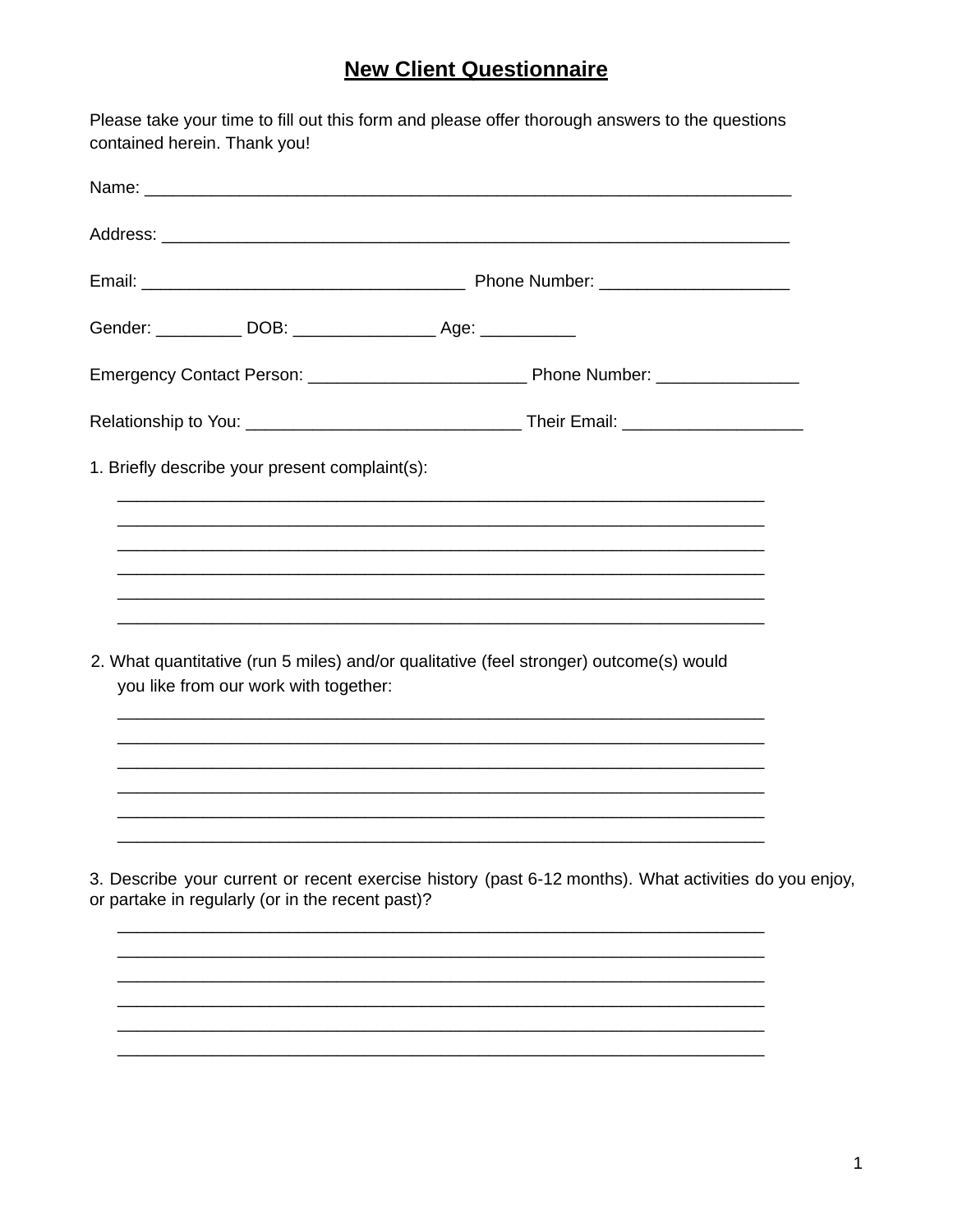# New Client Questionnaire

Please take your time to fill out this form and please offer thorough answers to the questions contained herein. Thank you!

Name: ______________________________________________________________________

Address: ____________________________________________________________________

Email: __________________________________ Phone Number: ___________________

Gender: _________ DOB: _______________ Age: __________

Emergency Contact Person: ______________________ Phone Number: _______________

Relationship to You: ____________________________ Their Email: __________________

1. Briefly describe your present complaint(s):

______________________________________________________________________
______________________________________________________________________
______________________________________________________________________
______________________________________________________________________
______________________________________________________________________
______________________________________________________________________

2. What quantitative (run 5 miles) and/or qualitative (feel stronger) outcome(s) would you like from our work with together:

______________________________________________________________________
______________________________________________________________________
______________________________________________________________________
______________________________________________________________________
______________________________________________________________________
______________________________________________________________________

3. Describe your current or recent exercise history (past 6-12 months). What activities do you enjoy, or partake in regularly (or in the recent past)?

______________________________________________________________________
______________________________________________________________________
______________________________________________________________________
______________________________________________________________________
______________________________________________________________________
______________________________________________________________________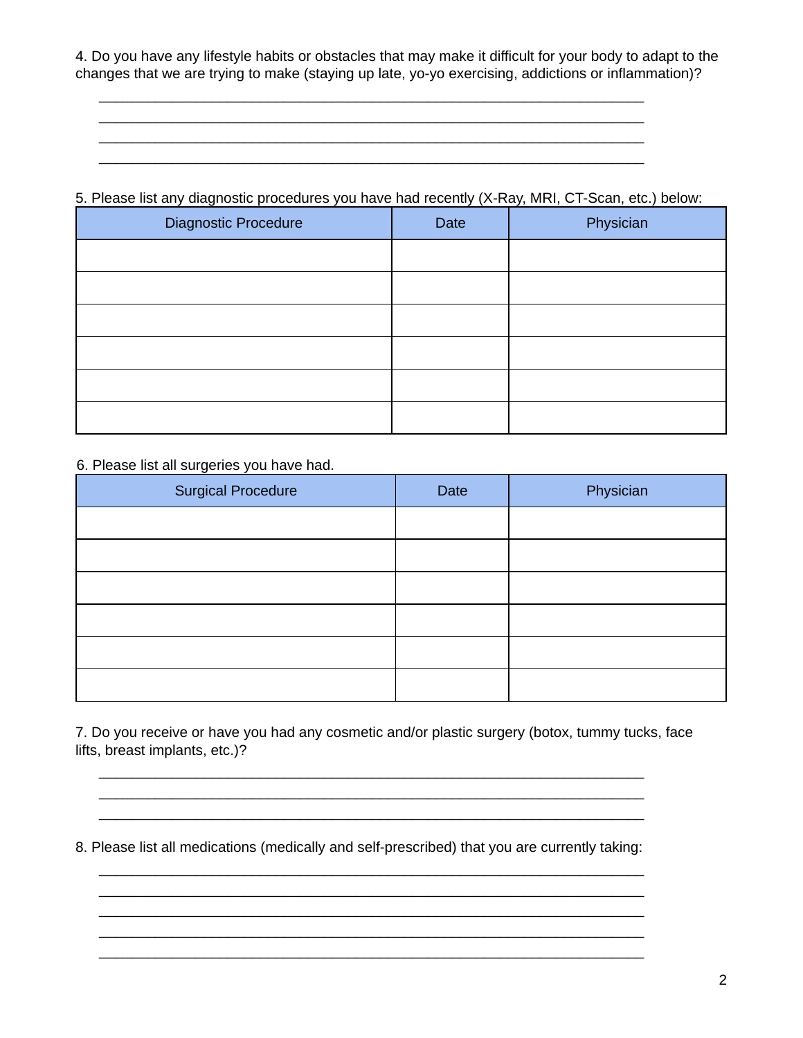4. Do you have any lifestyle habits or obstacles that may make it difficult for your body to adapt to the changes that we are trying to make (staying up late, yo-yo exercising, addictions or inflammation)?

______________________________________________________________________
______________________________________________________________________
______________________________________________________________________
______________________________________________________________________

5. Please list any diagnostic procedures you have had recently (X-Ray, MRI, CT-Scan, etc.) below:

| Diagnostic Procedure | Date | Physician |
|---|---|---|
| | | |
| | | |
| | | |
| | | |
| | | |
| | | |

6. Please list all surgeries you have had.

| Surgical Procedure | Date | Physician |
|---|---|---|
| | | |
| | | |
| | | |
| | | |
| | | |
| | | |

7. Do you receive or have you had any cosmetic and/or plastic surgery (botox, tummy tucks, face lifts, breast implants, etc.)?

______________________________________________________________________
______________________________________________________________________
______________________________________________________________________

8. Please list all medications (medically and self-prescribed) that you are currently taking:

______________________________________________________________________
______________________________________________________________________
______________________________________________________________________
______________________________________________________________________
______________________________________________________________________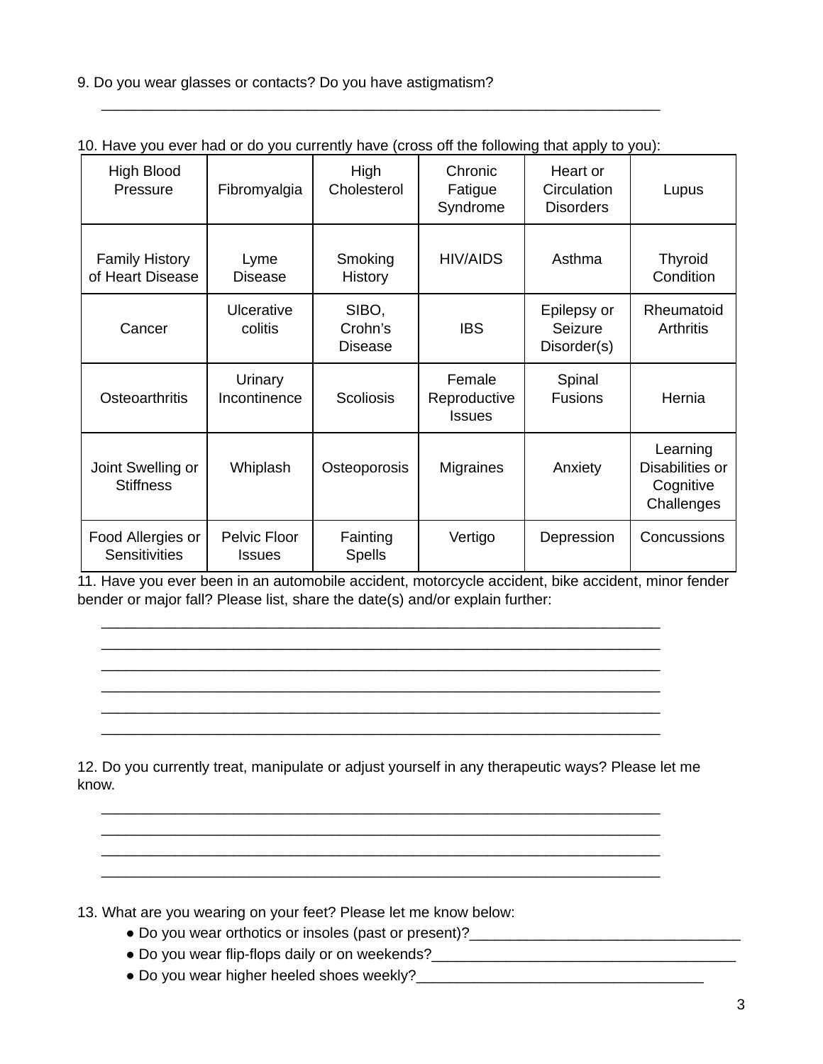9. Do you wear glasses or contacts? Do you have astigmatism?

______________________________________________________________________

10. Have you ever had or do you currently have (cross off the following that apply to you):

| High Blood Pressure | Fibromyalgia | High Cholesterol | Chronic Fatigue Syndrome | Heart or Circulation Disorders | Lupus |
|---|---|---|---|---|---|
| Family History of Heart Disease | Lyme Disease | Smoking History | HIV/AIDS | Asthma | Thyroid Condition |
| Cancer | Ulcerative colitis | SIBO, Crohn's Disease | IBS | Epilepsy or Seizure Disorder(s) | Rheumatoid Arthritis |
| Osteoarthritis | Urinary Incontinence | Scoliosis | Female Reproductive Issues | Spinal Fusions | Hernia |
| Joint Swelling or Stiffness | Whiplash | Osteoporosis | Migraines | Anxiety | Learning Disabilities or Cognitive Challenges |
| Food Allergies or Sensitivities | Pelvic Floor Issues | Fainting Spells | Vertigo | Depression | Concussions |

11. Have you ever been in an automobile accident, motorcycle accident, bike accident, minor fender bender or major fall? Please list, share the date(s) and/or explain further:

______________________________________________________________________
______________________________________________________________________
______________________________________________________________________
______________________________________________________________________
______________________________________________________________________
______________________________________________________________________

12. Do you currently treat, manipulate or adjust yourself in any therapeutic ways? Please let me know.

______________________________________________________________________
______________________________________________________________________
______________________________________________________________________
______________________________________________________________________

13. What are you wearing on your feet? Please let me know below:

- Do you wear orthotics or insoles (past or present)?_________________________________
- Do you wear flip-flops daily or on weekends?_____________________________________
- Do you wear higher heeled shoes weekly?_________________________________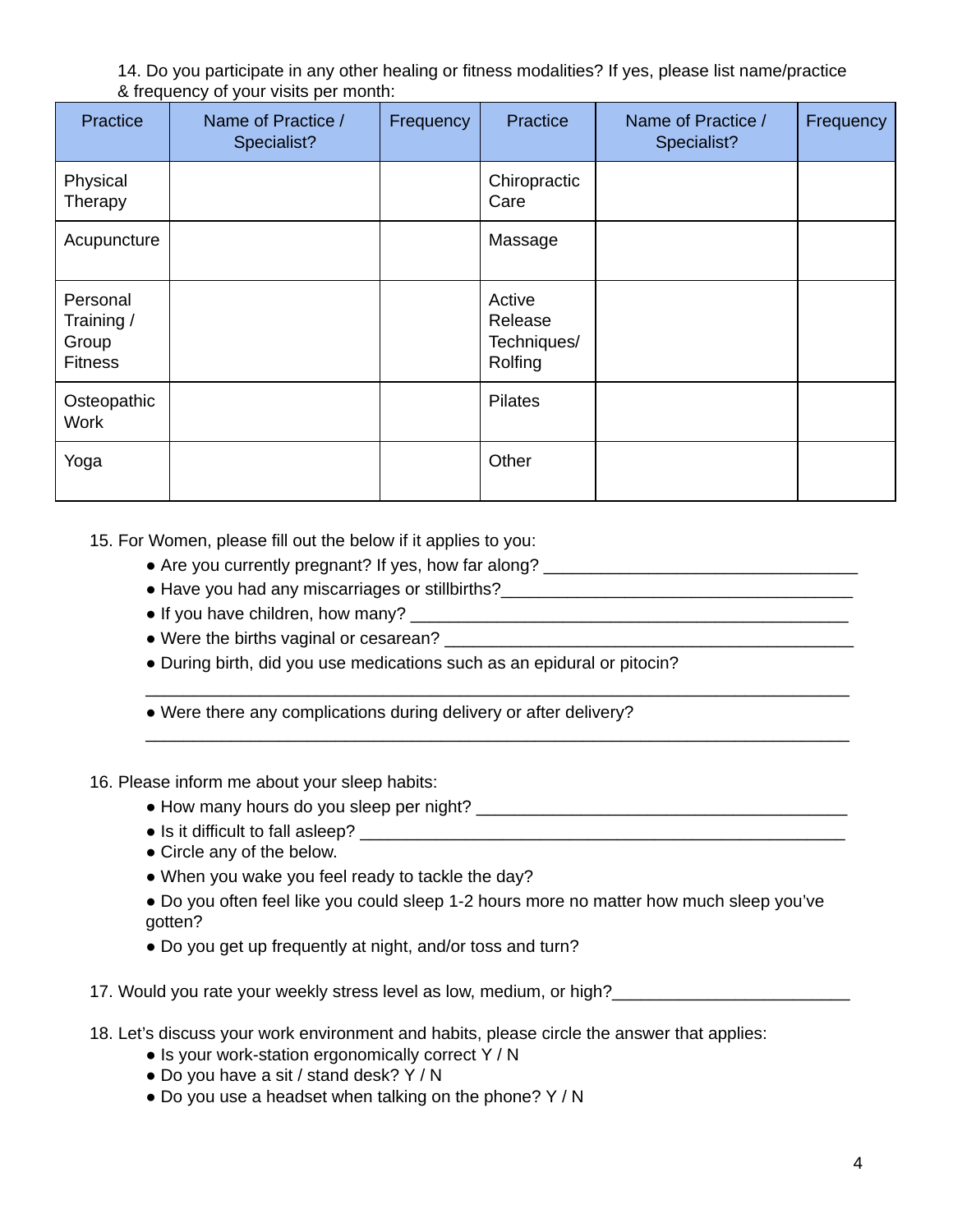14. Do you participate in any other healing or fitness modalities? If yes, please list name/practice & frequency of your visits per month:

| Practice | Name of Practice / Specialist? | Frequency | Practice | Name of Practice / Specialist? | Frequency |
|---|---|---|---|---|---|
| Physical Therapy | | | Chiropractic Care | | |
| Acupuncture | | | Massage | | |
| Personal Training / Group Fitness | | | Active Release Techniques/ Rolfing | | |
| Osteopathic Work | | | Pilates | | |
| Yoga | | | Other | | |

15. For Women, please fill out the below if it applies to you:

- Are you currently pregnant? If yes, how far along? ___________________________________
- Have you had any miscarriages or stillbirths?_______________________________________
- If you have children, how many? ________________________________________________
- Were the births vaginal or cesarean? _____________________________________________
- During birth, did you use medications such as an epidural or pitocin?
  ____________________________________________________________________________
- Were there any complications during delivery or after delivery?
  ____________________________________________________________________________

16. Please inform me about your sleep habits:

- How many hours do you sleep per night? __________________________________________
- Is it difficult to fall asleep? ___________________________________________________
- Circle any of the below.
- When you wake you feel ready to tackle the day?
- Do you often feel like you could sleep 1-2 hours more no matter how much sleep you've gotten?
- Do you get up frequently at night, and/or toss and turn?

17. Would you rate your weekly stress level as low, medium, or high?__________________________

18. Let's discuss your work environment and habits, please circle the answer that applies:

- Is your work-station ergonomically correct Y / N
- Do you have a sit / stand desk? Y / N
- Do you use a headset when talking on the phone? Y / N